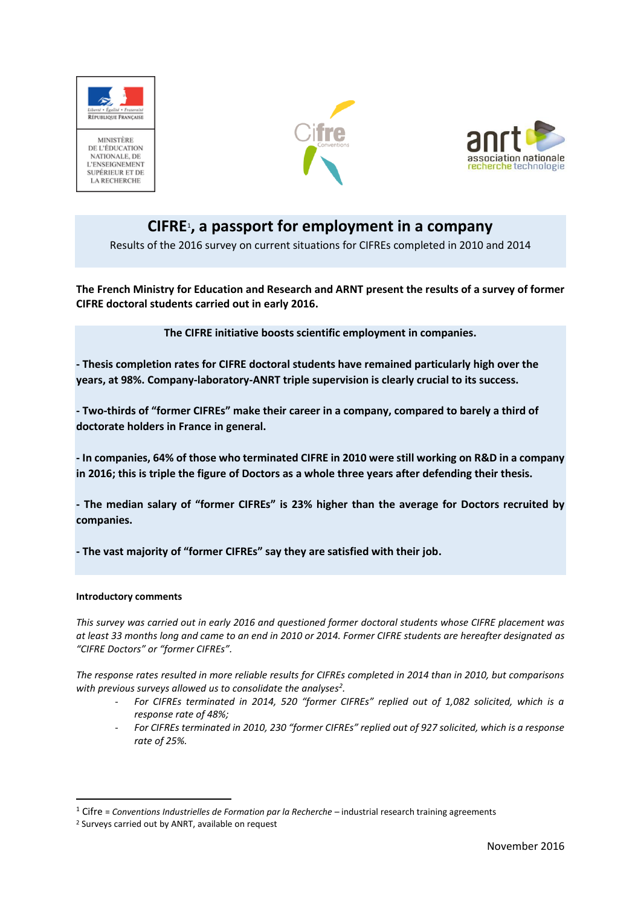# CIFRE[1], a passport for employment in a company

Results of the 2016 survey on current situations for CIFREs completed in 2010 and 2014

**The French Ministry for Education and Research and ARNT present the results of a survey of former CIFRE doctoral students carried out in early 2016.**

**The CIFRE initiative boosts scientific employment in companies.**

**- Thesis completion rates for CIFRE doctoral students have remained particularly high over the years, at 98%. Company-laboratory-ANRT triple supervision is clearly crucial to its success.**

**- Two-thirds of "former CIFREs" make their career in a company, compared to barely a third of doctorate holders in France in general.**

**- In companies, 64% of those who terminated CIFRE in 2010 were still working on R&D in a company in 2016; this is triple the figure of Doctors as a whole three years after defending their thesis.**

**- The median salary of "former CIFREs" is 23% higher than the average for Doctors recruited by companies.**

**- The vast majority of "former CIFREs" say they are satisfied with their job.**

#### Introductory comments

*This survey was carried out in early 2016 and questioned former doctoral students whose CIFRE placement was at least 33 months long and came to an end in 2010 or 2014. Former CIFRE students are hereafter designated as "CIFRE Doctors" or "former CIFREs".*

*The response rates resulted in more reliable results for CIFREs completed in 2014 than in 2010, but comparisons with previous surveys allowed us to consolidate the analyses[2].*

- *For CIFREs terminated in 2014, 520 "former CIFREs" replied out of 1,082 solicited, which is a response rate of 48%;*
- *For CIFREs terminated in 2010, 230 "former CIFREs" replied out of 927 solicited, which is a response rate of 25%.*

---

[1] Cifre = *Conventions Industrielles de Formation par la Recherche* – industrial research training agreements

[2] Surveys carried out by ANRT, available on request

November 2016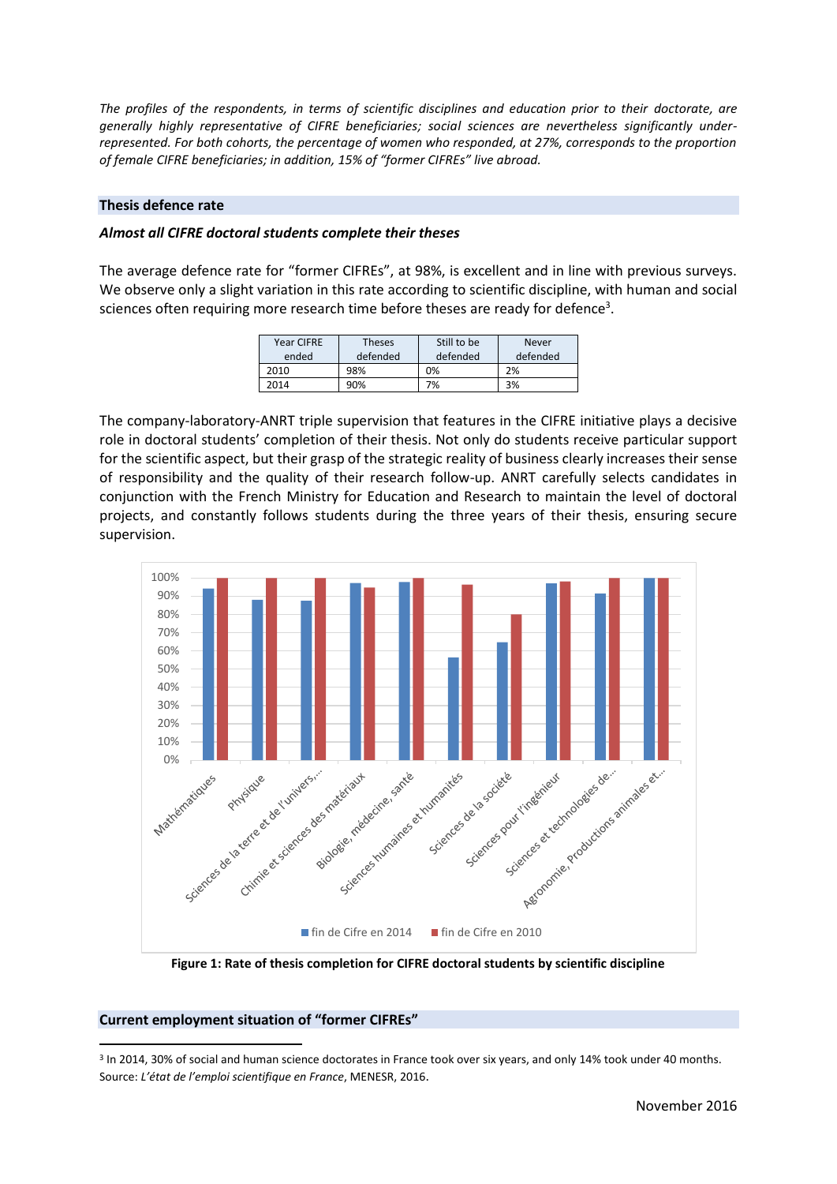*The profiles of the respondents, in terms of scientific disciplines and education prior to their doctorate, are generally highly representative of CIFRE beneficiaries; social sciences are nevertheless significantly under-represented. For both cohorts, the percentage of women who responded, at 27%, corresponds to the proportion of female CIFRE beneficiaries; in addition, 15% of "former CIFREs" live abroad.*

## Thesis defence rate

***Almost all CIFRE doctoral students complete their theses***

The average defence rate for "former CIFREs", at 98%, is excellent and in line with previous surveys. We observe only a slight variation in this rate according to scientific discipline, with human and social sciences often requiring more research time before theses are ready for defence[3].

| Year CIFRE ended | Theses defended | Still to be defended | Never defended |
|---|---|---|---|
| 2010 | 98% | 0% | 2% |
| 2014 | 90% | 7% | 3% |

The company-laboratory-ANRT triple supervision that features in the CIFRE initiative plays a decisive role in doctoral students' completion of their thesis. Not only do students receive particular support for the scientific aspect, but their grasp of the strategic reality of business clearly increases their sense of responsibility and the quality of their research follow-up. ANRT carefully selects candidates in conjunction with the French Ministry for Education and Research to maintain the level of doctoral projects, and constantly follows students during the three years of their thesis, ensuring secure supervision.

**Figure 1: Rate of thesis completion for CIFRE doctoral students by scientific discipline**

## Current employment situation of "former CIFREs"

[3] In 2014, 30% of social and human science doctorates in France took over six years, and only 14% took under 40 months. Source: *L'état de l'emploi scientifique en France*, MENESR, 2016.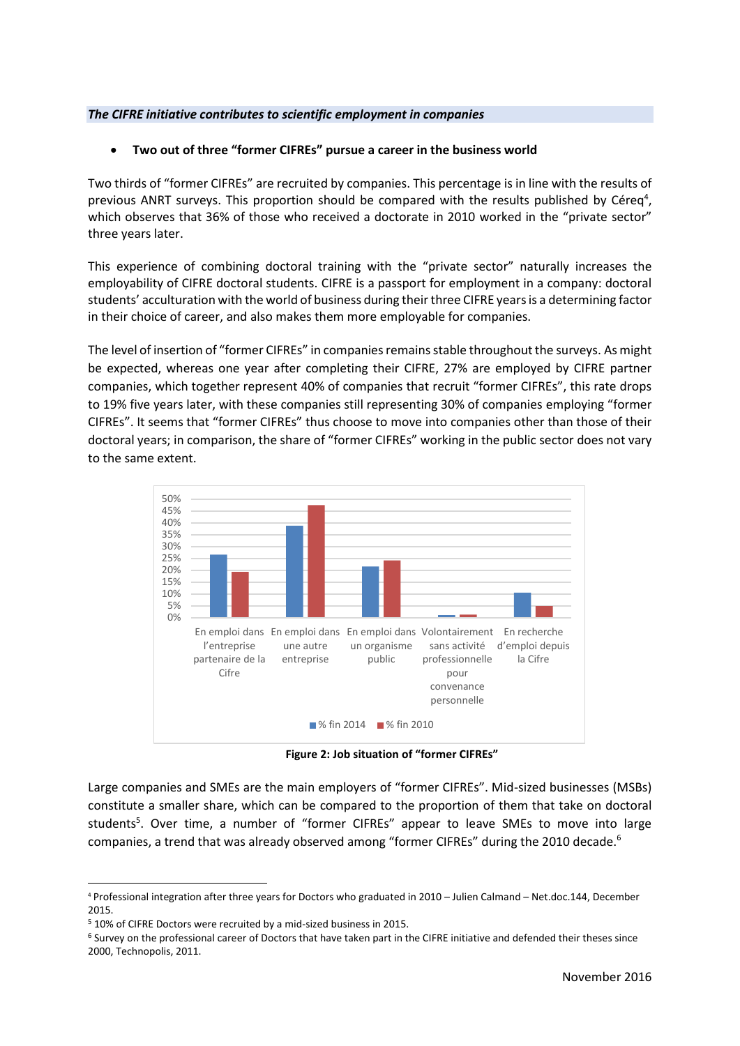***The CIFRE initiative contributes to scientific employment in companies***

- **Two out of three "former CIFREs" pursue a career in the business world**

Two thirds of "former CIFREs" are recruited by companies. This percentage is in line with the results of previous ANRT surveys. This proportion should be compared with the results published by Céreq[4], which observes that 36% of those who received a doctorate in 2010 worked in the "private sector" three years later.

This experience of combining doctoral training with the "private sector" naturally increases the employability of CIFRE doctoral students. CIFRE is a passport for employment in a company: doctoral students' acculturation with the world of business during their three CIFRE years is a determining factor in their choice of career, and also makes them more employable for companies.

The level of insertion of "former CIFREs" in companies remains stable throughout the surveys. As might be expected, whereas one year after completing their CIFRE, 27% are employed by CIFRE partner companies, which together represent 40% of companies that recruit "former CIFREs", this rate drops to 19% five years later, with these companies still representing 30% of companies employing "former CIFREs". It seems that "former CIFREs" thus choose to move into companies other than those of their doctoral years; in comparison, the share of "former CIFREs" working in the public sector does not vary to the same extent.

**Figure 2: Job situation of "former CIFREs"**

Large companies and SMEs are the main employers of "former CIFREs". Mid-sized businesses (MSBs) constitute a smaller share, which can be compared to the proportion of them that take on doctoral students[5]. Over time, a number of "former CIFREs" appear to leave SMEs to move into large companies, a trend that was already observed among "former CIFREs" during the 2010 decade.[6]

---

[4] Professional integration after three years for Doctors who graduated in 2010 – Julien Calmand – Net.doc.144, December 2015.

[5] 10% of CIFRE Doctors were recruited by a mid-sized business in 2015.

[6] Survey on the professional career of Doctors that have taken part in the CIFRE initiative and defended their theses since 2000, Technopolis, 2011.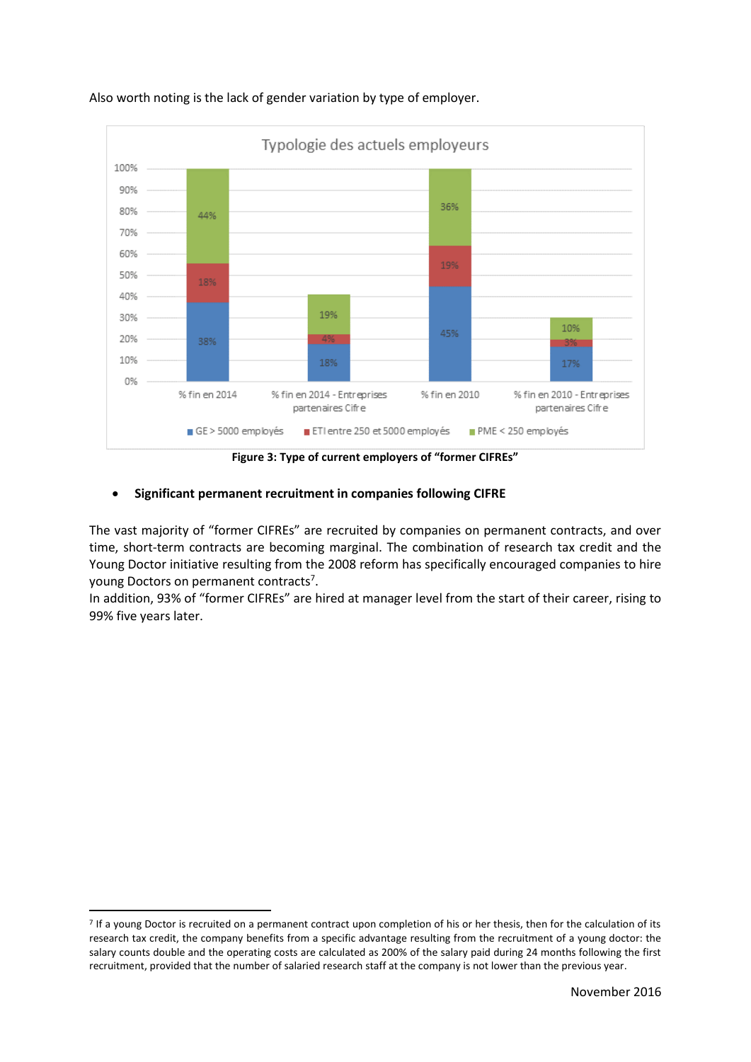Also worth noting is the lack of gender variation by type of employer.

**Typologie des actuels employeurs**

| | % fin en 2014 | % fin en 2014 - Entreprises partenaires Cifre | % fin en 2010 | % fin en 2010 - Entreprises partenaires Cifre |
|---|---|---|---|---|
| GE > 5000 employés | 38% | 18% | 45% | 17% |
| ETI entre 250 et 5000 employés | 18% | 4% | 19% | 3% |
| PME < 250 employés | 44% | 19% | 36% | 10% |

**Figure 3: Type of current employers of "former CIFREs"**

- **Significant permanent recruitment in companies following CIFRE**

The vast majority of "former CIFREs" are recruited by companies on permanent contracts, and over time, short-term contracts are becoming marginal. The combination of research tax credit and the Young Doctor initiative resulting from the 2008 reform has specifically encouraged companies to hire young Doctors on permanent contracts[7].

In addition, 93% of "former CIFREs" are hired at manager level from the start of their career, rising to 99% five years later.

[7] If a young Doctor is recruited on a permanent contract upon completion of his or her thesis, then for the calculation of its research tax credit, the company benefits from a specific advantage resulting from the recruitment of a young doctor: the salary counts double and the operating costs are calculated as 200% of the salary paid during 24 months following the first recruitment, provided that the number of salaried research staff at the company is not lower than the previous year.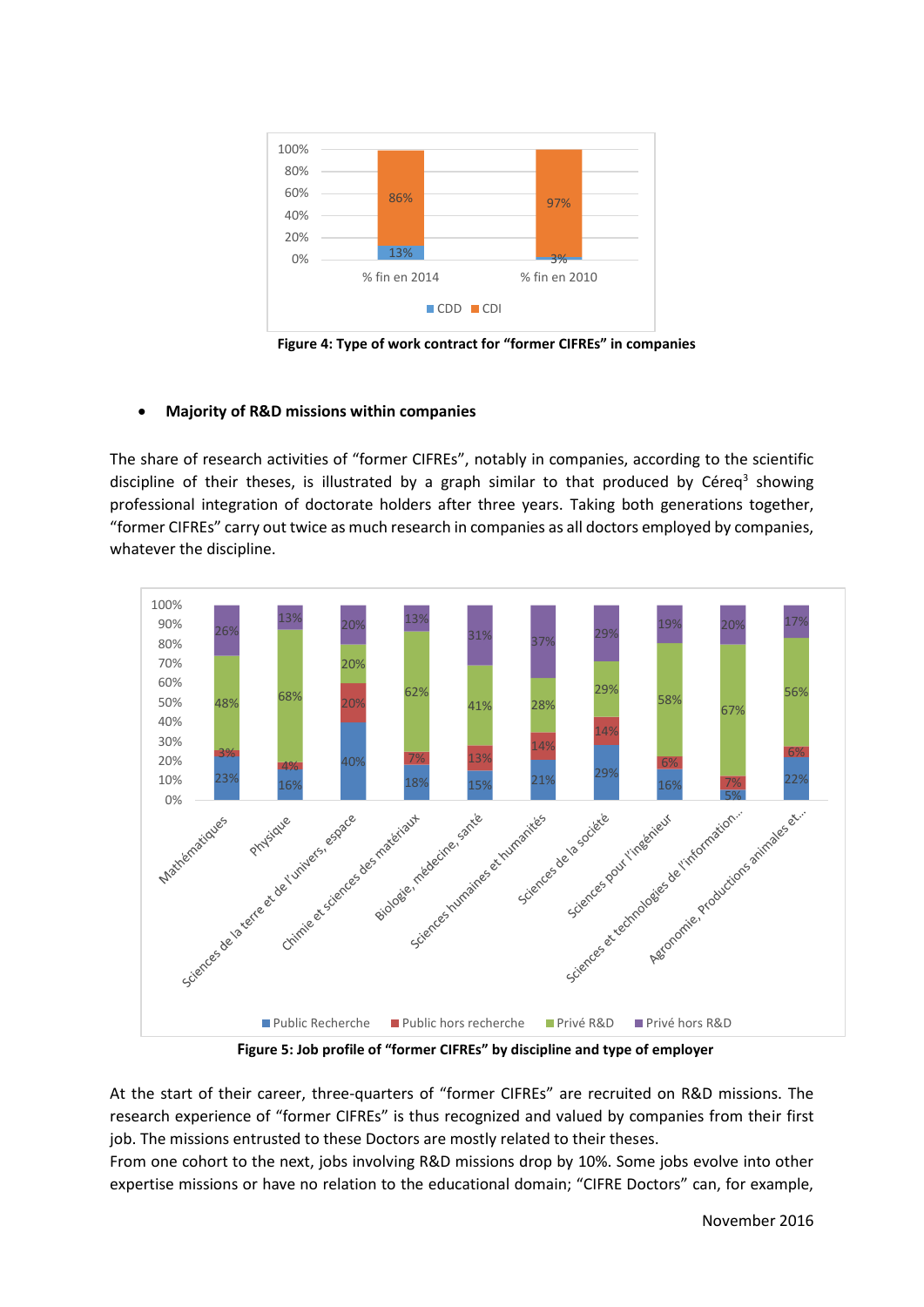Figure 4: Type of work contract for “former CIFREs” in companies

- **Majority of R&D missions within companies**

The share of research activities of “former CIFREs”, notably in companies, according to the scientific discipline of their theses, is illustrated by a graph similar to that produced by Céreq[3] showing professional integration of doctorate holders after three years. Taking both generations together, “former CIFREs” carry out twice as much research in companies as all doctors employed by companies, whatever the discipline.

Figure 5: Job profile of “former CIFREs” by discipline and type of employer

At the start of their career, three-quarters of “former CIFREs” are recruited on R&D missions. The research experience of “former CIFREs” is thus recognized and valued by companies from their first job. The missions entrusted to these Doctors are mostly related to their theses.

From one cohort to the next, jobs involving R&D missions drop by 10%. Some jobs evolve into other expertise missions or have no relation to the educational domain; “CIFRE Doctors” can, for example,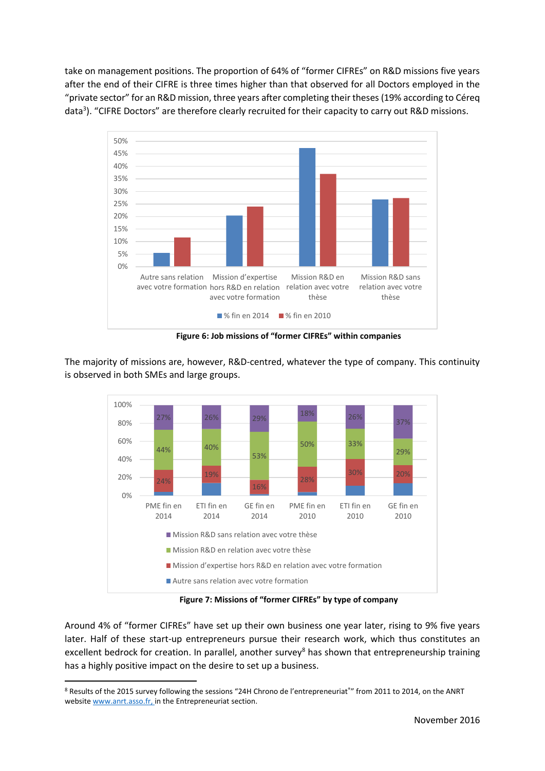take on management positions. The proportion of 64% of “former CIFREs” on R&D missions five years after the end of their CIFRE is three times higher than that observed for all Doctors employed in the “private sector” for an R&D mission, three years after completing their theses (19% according to Céreq data[3]). “CIFRE Doctors” are therefore clearly recruited for their capacity to carry out R&D missions.

**Figure 6: Job missions of “former CIFREs” within companies**

The majority of missions are, however, R&D-centred, whatever the type of company. This continuity is observed in both SMEs and large groups.

**Figure 7: Missions of “former CIFREs” by type of company**

Around 4% of “former CIFREs” have set up their own business one year later, rising to 9% five years later. Half of these start-up entrepreneurs pursue their research work, which thus constitutes an excellent bedrock for creation. In parallel, another survey[8] has shown that entrepreneurship training has a highly positive impact on the desire to set up a business.

---

[8] Results of the 2015 survey following the sessions “24H Chrono de l’entrepreneuriat®” from 2011 to 2014, on the ANRT website www.anrt.asso.fr, in the Entrepreneuriat section.

November 2016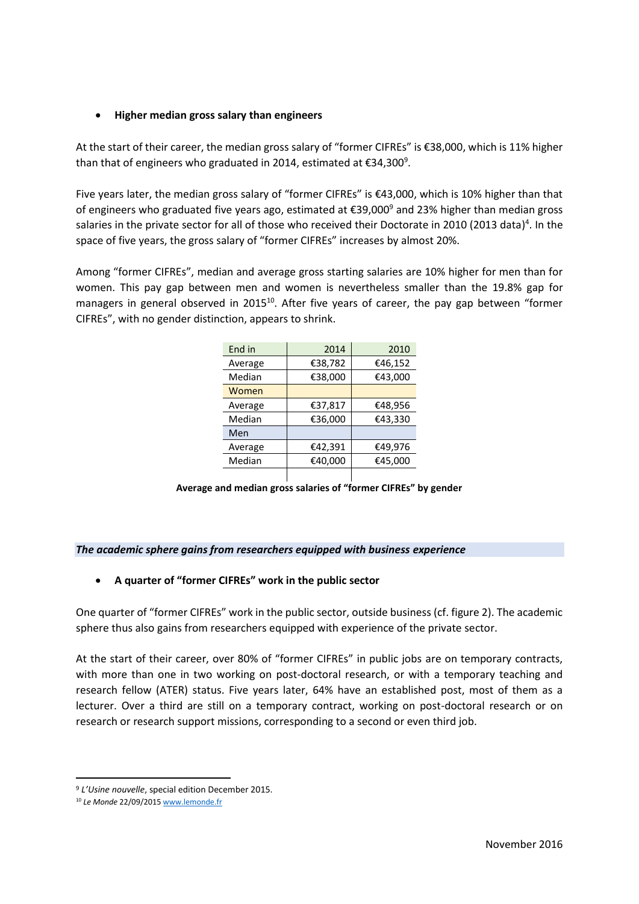- **Higher median gross salary than engineers**

At the start of their career, the median gross salary of "former CIFREs" is €38,000, which is 11% higher than that of engineers who graduated in 2014, estimated at €34,300[9].

Five years later, the median gross salary of "former CIFREs" is €43,000, which is 10% higher than that of engineers who graduated five years ago, estimated at €39,000[9] and 23% higher than median gross salaries in the private sector for all of those who received their Doctorate in 2010 (2013 data)[4]. In the space of five years, the gross salary of "former CIFREs" increases by almost 20%.

Among "former CIFREs", median and average gross starting salaries are 10% higher for men than for women. This pay gap between men and women is nevertheless smaller than the 19.8% gap for managers in general observed in 2015[10]. After five years of career, the pay gap between "former CIFREs", with no gender distinction, appears to shrink.

| End in | 2014 | 2010 |
|---|---|---|
| Average | €38,782 | €46,152 |
| Median | €38,000 | €43,000 |
| Women | | |
| Average | €37,817 | €48,956 |
| Median | €36,000 | €43,330 |
| Men | | |
| Average | €42,391 | €49,976 |
| Median | €40,000 | €45,000 |

**Average and median gross salaries of "former CIFREs" by gender**

***The academic sphere gains from researchers equipped with business experience***

- **A quarter of "former CIFREs" work in the public sector**

One quarter of "former CIFREs" work in the public sector, outside business (cf. figure 2). The academic sphere thus also gains from researchers equipped with experience of the private sector.

At the start of their career, over 80% of "former CIFREs" in public jobs are on temporary contracts, with more than one in two working on post-doctoral research, or with a temporary teaching and research fellow (ATER) status. Five years later, 64% have an established post, most of them as a lecturer. Over a third are still on a temporary contract, working on post-doctoral research or on research or research support missions, corresponding to a second or even third job.

[9] *L'Usine nouvelle*, special edition December 2015.

[10] *Le Monde* 22/09/2015 www.lemonde.fr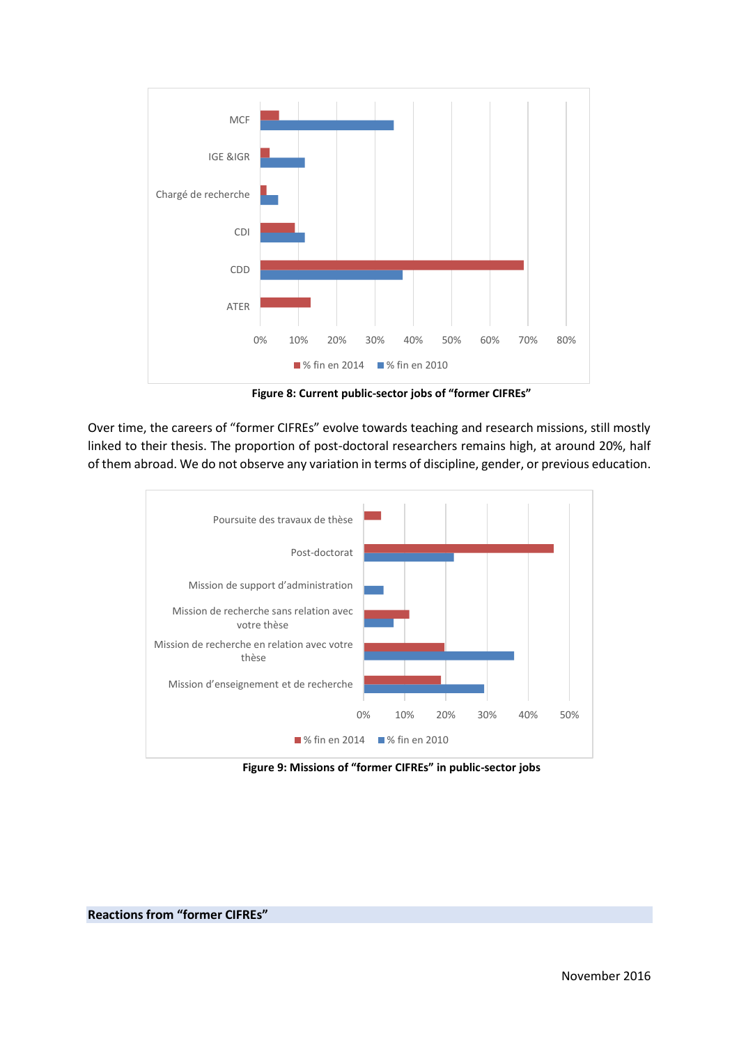**Figure 8: Current public-sector jobs of "former CIFREs"**

Over time, the careers of "former CIFREs" evolve towards teaching and research missions, still mostly linked to their thesis. The proportion of post-doctoral researchers remains high, at around 20%, half of them abroad. We do not observe any variation in terms of discipline, gender, or previous education.

**Figure 9: Missions of "former CIFREs" in public-sector jobs**

## Reactions from "former CIFREs"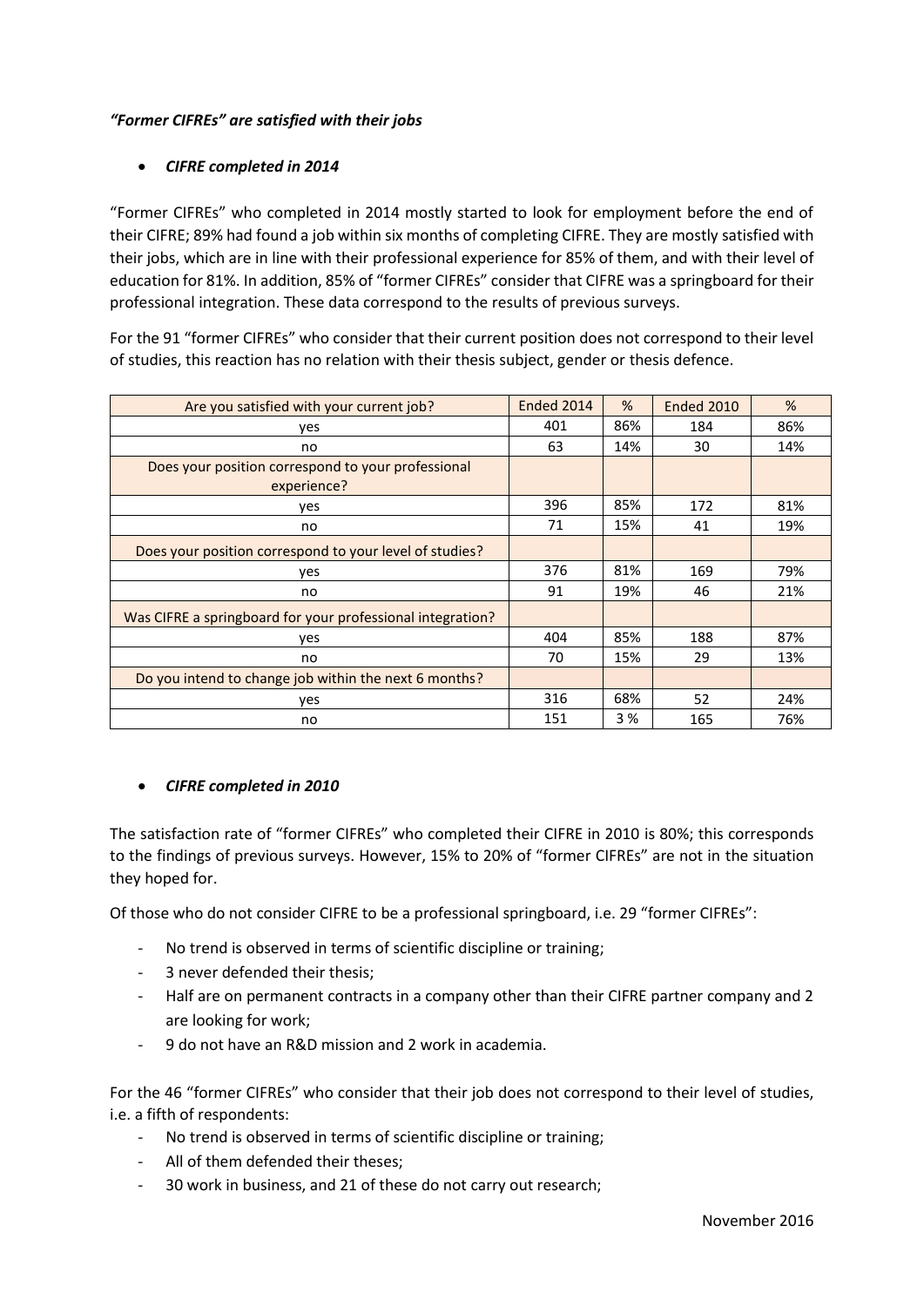*"Former CIFREs" are satisfied with their jobs*

- ***CIFRE completed in 2014***

"Former CIFREs" who completed in 2014 mostly started to look for employment before the end of their CIFRE; 89% had found a job within six months of completing CIFRE. They are mostly satisfied with their jobs, which are in line with their professional experience for 85% of them, and with their level of education for 81%. In addition, 85% of "former CIFREs" consider that CIFRE was a springboard for their professional integration. These data correspond to the results of previous surveys.

For the 91 "former CIFREs" who consider that their current position does not correspond to their level of studies, this reaction has no relation with their thesis subject, gender or thesis defence.

| Are you satisfied with your current job? | Ended 2014 | % | Ended 2010 | % |
|---|---|---|---|---|
| yes | 401 | 86% | 184 | 86% |
| no | 63 | 14% | 30 | 14% |
| Does your position correspond to your professional experience? | | | | |
| yes | 396 | 85% | 172 | 81% |
| no | 71 | 15% | 41 | 19% |
| Does your position correspond to your level of studies? | | | | |
| yes | 376 | 81% | 169 | 79% |
| no | 91 | 19% | 46 | 21% |
| Was CIFRE a springboard for your professional integration? | | | | |
| yes | 404 | 85% | 188 | 87% |
| no | 70 | 15% | 29 | 13% |
| Do you intend to change job within the next 6 months? | | | | |
| yes | 316 | 68% | 52 | 24% |
| no | 151 | 3 % | 165 | 76% |

- ***CIFRE completed in 2010***

The satisfaction rate of "former CIFREs" who completed their CIFRE in 2010 is 80%; this corresponds to the findings of previous surveys. However, 15% to 20% of "former CIFREs" are not in the situation they hoped for.

Of those who do not consider CIFRE to be a professional springboard, i.e. 29 "former CIFREs":

- No trend is observed in terms of scientific discipline or training;
- 3 never defended their thesis;
- Half are on permanent contracts in a company other than their CIFRE partner company and 2 are looking for work;
- 9 do not have an R&D mission and 2 work in academia.

For the 46 "former CIFREs" who consider that their job does not correspond to their level of studies, i.e. a fifth of respondents:

- No trend is observed in terms of scientific discipline or training;
- All of them defended their theses;
- 30 work in business, and 21 of these do not carry out research;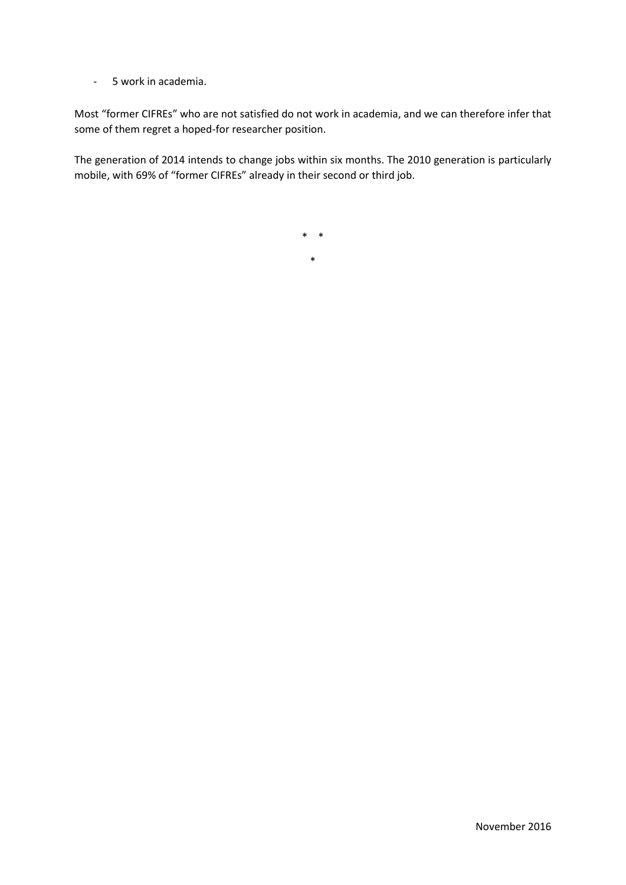- 5 work in academia.

Most “former CIFREs” who are not satisfied do not work in academia, and we can therefore infer that some of them regret a hoped-for researcher position.

The generation of 2014 intends to change jobs within six months. The 2010 generation is particularly mobile, with 69% of “former CIFREs” already in their second or third job.

\* \*

\*

November 2016